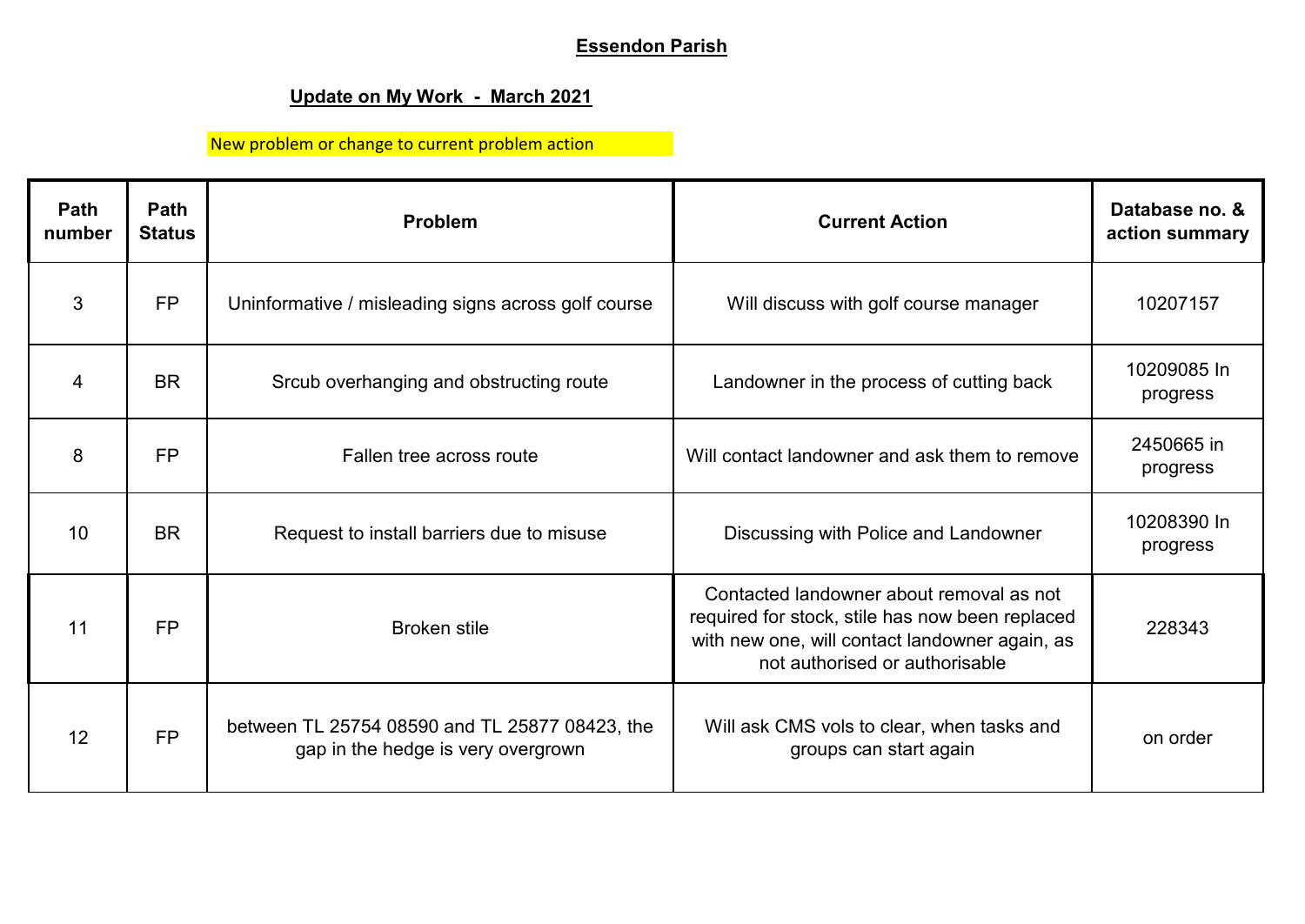## Essendon Parish

### Update on My Work - March 2021

New problem or change to current problem action

| Path number | Path Status | Problem | Current Action | Database no. & action summary |
|---|---|---|---|---|
| 3 | FP | Uninformative / misleading signs across golf course | Will discuss with golf course manager | 10207157 |
| 4 | BR | Srcub overhanging and obstructing route | Landowner in the process of cutting back | 10209085 In progress |
| 8 | FP | Fallen tree across route | Will contact landowner and ask them to remove | 2450665 in progress |
| 10 | BR | Request to install barriers due to misuse | Discussing with Police and Landowner | 10208390 In progress |
| 11 | FP | Broken stile | Contacted landowner about removal as not required for stock, stile has now been replaced with new one, will contact landowner again, as not authorised or authorisable | 228343 |
| 12 | FP | between TL 25754 08590 and TL 25877 08423, the gap in the hedge is very overgrown | Will ask CMS vols to clear, when tasks and groups can start again | on order |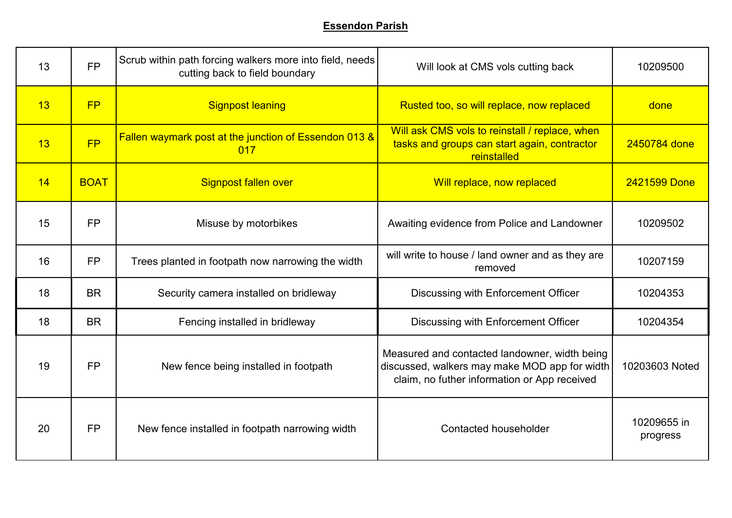**Essendon Parish**

| | | | | |
|---|---|---|---|---|
| 13 | FP | Scrub within path forcing walkers more into field, needs cutting back to field boundary | Will look at CMS vols cutting back | 10209500 |
| 13 | FP | Signpost leaning | Rusted too, so will replace, now replaced | done |
| 13 | FP | Fallen waymark post at the junction of Essendon 013 & 017 | Will ask CMS vols to reinstall / replace, when tasks and groups can start again, contractor reinstalled | 2450784 done |
| 14 | BOAT | Signpost fallen over | Will replace, now replaced | 2421599 Done |
| 15 | FP | Misuse by motorbikes | Awaiting evidence from Police and Landowner | 10209502 |
| 16 | FP | Trees planted in footpath now narrowing the width | will write to house / land owner and as they are removed | 10207159 |
| 18 | BR | Security camera installed on bridleway | Discussing with Enforcement Officer | 10204353 |
| 18 | BR | Fencing installed in bridleway | Discussing with Enforcement Officer | 10204354 |
| 19 | FP | New fence being installed in footpath | Measured and contacted landowner, width being discussed, walkers may make MOD app for width claim, no futher information or App received | 10203603 Noted |
| 20 | FP | New fence installed in footpath narrowing width | Contacted householder | 10209655 in progress |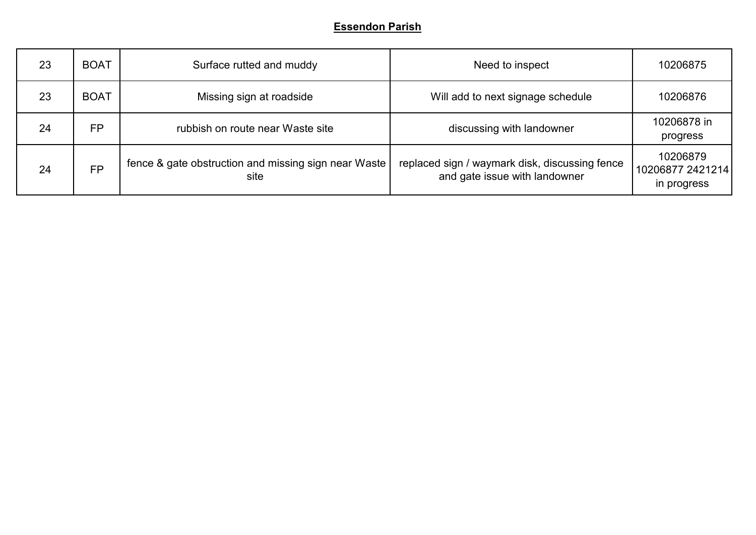**Essendon Parish**

| | | | | |
|---|---|---|---|---|
| 23 | BOAT | Surface rutted and muddy | Need to inspect | 10206875 |
| 23 | BOAT | Missing sign at roadside | Will add to next signage schedule | 10206876 |
| 24 | FP | rubbish on route near Waste site | discussing with landowner | 10206878 in progress |
| 24 | FP | fence & gate obstruction and missing sign near Waste site | replaced sign / waymark disk, discussing fence and gate issue with landowner | 10206879 10206877 2421214 in progress |